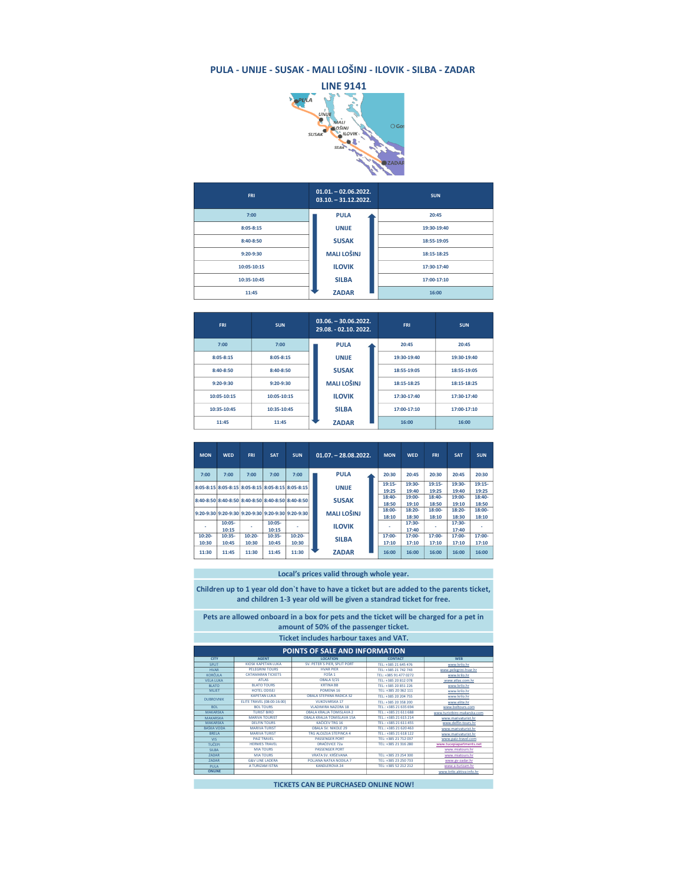# PULA - UNIJE - SUSAK - MALI LOŠINJ - ILOVIK - SILBA - ZADAR

## LINE 9141

| FRI | 01.01. – 02.06.2022. 03.10. – 31.12.2022. | SUN |
|---|---|---|
| 7:00 | PULA | 20:45 |
| 8:05-8:15 | UNIJE | 19:30-19:40 |
| 8:40-8:50 | SUSAK | 18:55-19:05 |
| 9:20-9:30 | MALI LOŠINJ | 18:15-18:25 |
| 10:05-10:15 | ILOVIK | 17:30-17:40 |
| 10:35-10:45 | SILBA | 17:00-17:10 |
| 11:45 | ZADAR | 16:00 |

| FRI | SUN | 03.06. – 30.06.2022. 29.08. - 02.10. 2022. | FRI | SUN |
|---|---|---|---|---|
| 7:00 | 7:00 | PULA | 20:45 | 20:45 |
| 8:05-8:15 | 8:05-8:15 | UNIJE | 19:30-19:40 | 19:30-19:40 |
| 8:40-8:50 | 8:40-8:50 | SUSAK | 18:55-19:05 | 18:55-19:05 |
| 9:20-9:30 | 9:20-9:30 | MALI LOŠINJ | 18:15-18:25 | 18:15-18:25 |
| 10:05-10:15 | 10:05-10:15 | ILOVIK | 17:30-17:40 | 17:30-17:40 |
| 10:35-10:45 | 10:35-10:45 | SILBA | 17:00-17:10 | 17:00-17:10 |
| 11:45 | 11:45 | ZADAR | 16:00 | 16:00 |

| MON | WED | FRI | SAT | SUN | 01.07. – 28.08.2022. | MON | WED | FRI | SAT | SUN |
|---|---|---|---|---|---|---|---|---|---|---|
| 7:00 | 7:00 | 7:00 | 7:00 | 7:00 | PULA | 20:30 | 20:45 | 20:30 | 20:45 | 20:30 |
| 8:05-8:15 | 8:05-8:15 | 8:05-8:15 | 8:05-8:15 | 8:05-8:15 | UNIJE | 19:15-19:25 | 19:30-19:40 | 19:15-19:25 | 19:30-19:40 | 19:15-19:25 |
| 8:40-8:50 | 8:40-8:50 | 8:40-8:50 | 8:40-8:50 | 8:40-8:50 | SUSAK | 18:40-18:50 | 19:00-19:10 | 18:40-18:50 | 19:00-19:10 | 18:40-18:50 |
| 9:20-9:30 | 9:20-9:30 | 9:20-9:30 | 9:20-9:30 | 9:20-9:30 | MALI LOŠINJ | 18:00-18:10 | 18:20-18:30 | 18:00-18:10 | 18:20-18:30 | 18:00-18:10 |
| - | 10:05-10:15 | - | 10:05-10:15 | - | ILOVIK | - | 17:30-17:40 | - | 17:30-17:40 | - |
| 10:20-10:30 | 10:35-10:45 | 10:20-10:30 | 10:35-10:45 | 10:20-10:30 | SILBA | 17:00-17:10 | 17:00-17:10 | 17:00-17:10 | 17:00-17:10 | 17:00-17:10 |
| 11:30 | 11:45 | 11:30 | 11:45 | 11:30 | ZADAR | 16:00 | 16:00 | 16:00 | 16:00 | 16:00 |

**Local's prices valid through whole year.**

**Children up to 1 year old don`t have to have a ticket but are added to the parents ticket, and children 1-3 year old will be given a standrad ticket for free.**

**Pets are allowed onboard in a box for pets and the ticket will be charged for a pet in amount of 50% of the passenger ticket.**

**Ticket includes harbour taxes and VAT.**

## POINTS OF SALE AND INFORMATION

| CITY | AGENT | LOCATION | CONTACT | WEB |
|---|---|---|---|---|
| SPLIT | KIOSK KAPETAN LUKA | SV. PETER'S PIER, SPLIT PORT | TEL: +385 21 645 476 | www.krilo.hr |
| HVAR | PELEGRINI TOURS | HVAR PIER | TEL: +385 21 742 743 | www.pelegrini-hvar.hr |
| KORČULA | CATAMARAN TICKETS | FOSA 1 | TEL: +385 91 477 0272 | www.krilo.hr |
| VELA LUKA | ATLAS | OBALA 3/21 | TEL: +385 20 812 078 | www.atlas.com.hr |
| BLATO | BLATO TOURS | KRTINA BB | TEL: +385 20 851 226 | www.krilo.hr |
| MLJET | HOTEL ODISEJ | POMENA 16 | TEL: +385 20 362 111 | www.krilo.hr |
| DUBROVNIK | KAPETAN LUKA | OBALA STJEPANA RADIĆA 32 | TEL: +385 20 204 755 | www.krilo.hr |
| | ELITE TRAVEL (08:00-16:00) | VUKOVARSKA 17 | TEL: +385 20 358 200 | www.elite.hr |
| BOL | BOL TOURS | VLADIMIRA NAZORA 18 | TEL.: +385 21 635 694 | www.boltours.com |
| MAKARSKA | TURIST BIRO | OBALA KRALJA TOMISLAVA 2 | TEL.: +385 21 611 688 | www.turistbiro-makarska.com |
| MAKARSKA | MARIVA TOURIST | OBALA KRALJA TOMISLAVA 15A | TEL.: +385 21 615 214 | www.marivaturist.hr |
| MAKARSKA | DELFIN TOURS | KAČIĆEV TRG 16 | TEL.: +385 21 613 455 | www.delfin-tours.hr |
| BAŠKA VODA | MARIVA TURIST | OBALA SV. NIKOLE 29 | TEL.: +385 21 620 463 | www.marivaturist.hr |
| BRELA | MARIVA TURIST | TRG ALOJZIJA STEPINCA 4 | TEL.: +385 21 618 122 | www.marivaturist.hr |
| VIS | PAIZ TRAVEL | PASSENGER PORT | TEL.: +385 21 712 037 | www.paiz-travel.com |
| TUČEPI | HERMES TRAVEL | DRAČEVICE 72a | TEL: +385 21 316 280 | www.tucepiapartments.net |
| SILBA | MIA TOURS | PASSENGER PORT | | www.miatours.hr |
| ZADAR | MIA TOURS | VRATA SV. KRŠEVANA | TEL: +385 23 254 300 | www.miatours.hr |
| ZADAR | G&V LINE LADERA | POLJANA NATKA NODILA 7 | TEL.: +385 23 250 733 | www.gv-zadar.hr |
| PULA | A TURIZAM ISTRA | KANDLEROVA 24 | TEL.: +385 52 212 212 | www.a-turizam.hr |
| ONLINE | | | | www.krilo.aktiva-info.hr |

**TICKETS CAN BE PURCHASED ONLINE NOW!**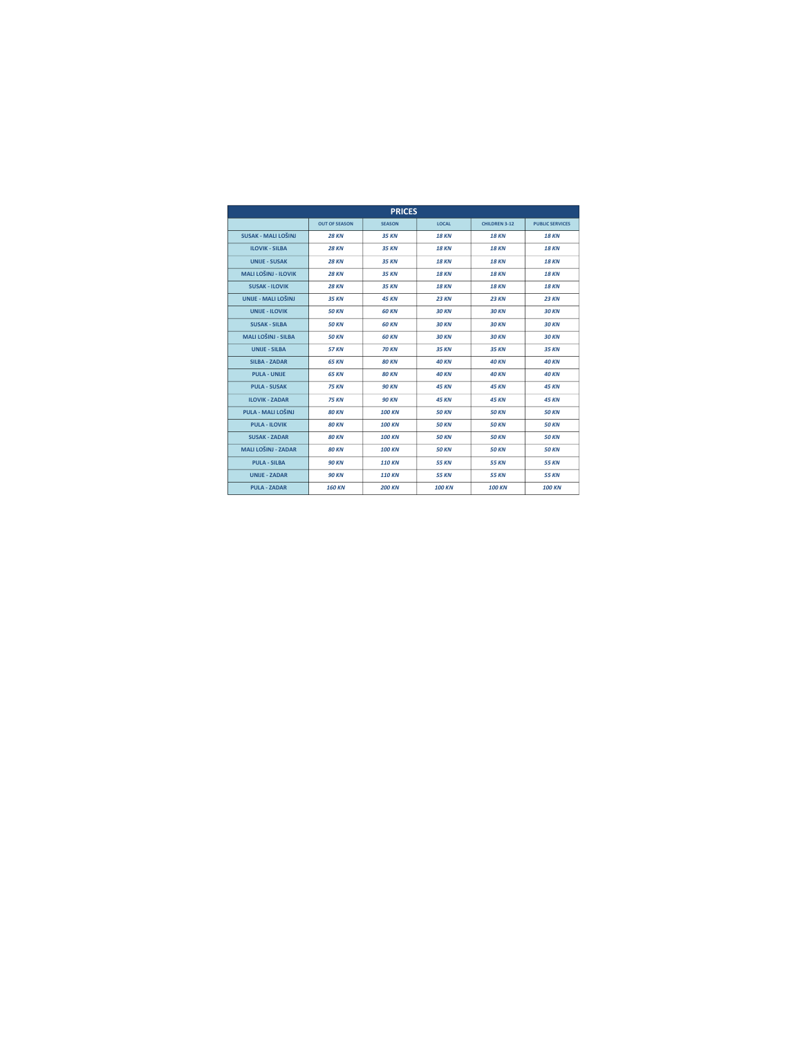| PRICES | | | | | |
|---|---|---|---|---|---|
| | OUT OF SEASON | SEASON | LOCAL | CHILDREN 3-12 | PUBLIC SERVICES |
| SUSAK - MALI LOŠINJ | *28 KN* | *35 KN* | *18 KN* | *18 KN* | *18 KN* |
| ILOVIK - SILBA | *28 KN* | *35 KN* | *18 KN* | *18 KN* | *18 KN* |
| UNIJE - SUSAK | *28 KN* | *35 KN* | *18 KN* | *18 KN* | *18 KN* |
| MALI LOŠINJ - ILOVIK | *28 KN* | *35 KN* | *18 KN* | *18 KN* | *18 KN* |
| SUSAK - ILOVIK | *28 KN* | *35 KN* | *18 KN* | *18 KN* | *18 KN* |
| UNIJE - MALI LOŠINJ | *35 KN* | *45 KN* | *23 KN* | *23 KN* | *23 KN* |
| UNIJE - ILOVIK | *50 KN* | *60 KN* | *30 KN* | *30 KN* | *30 KN* |
| SUSAK - SILBA | *50 KN* | *60 KN* | *30 KN* | *30 KN* | *30 KN* |
| MALI LOŠINJ - SILBA | *50 KN* | *60 KN* | *30 KN* | *30 KN* | *30 KN* |
| UNIJE - SILBA | *57 KN* | *70 KN* | *35 KN* | *35 KN* | *35 KN* |
| SILBA - ZADAR | *65 KN* | *80 KN* | *40 KN* | *40 KN* | *40 KN* |
| PULA - UNIJE | *65 KN* | *80 KN* | *40 KN* | *40 KN* | *40 KN* |
| PULA - SUSAK | *75 KN* | *90 KN* | *45 KN* | *45 KN* | *45 KN* |
| ILOVIK - ZADAR | *75 KN* | *90 KN* | *45 KN* | *45 KN* | *45 KN* |
| PULA - MALI LOŠINJ | *80 KN* | *100 KN* | *50 KN* | *50 KN* | *50 KN* |
| PULA - ILOVIK | *80 KN* | *100 KN* | *50 KN* | *50 KN* | *50 KN* |
| SUSAK - ZADAR | *80 KN* | *100 KN* | *50 KN* | *50 KN* | *50 KN* |
| MALI LOŠINJ - ZADAR | *80 KN* | *100 KN* | *50 KN* | *50 KN* | *50 KN* |
| PULA - SILBA | *90 KN* | *110 KN* | *55 KN* | *55 KN* | *55 KN* |
| UNIJE - ZADAR | *90 KN* | *110 KN* | *55 KN* | *55 KN* | *55 KN* |
| PULA - ZADAR | *160 KN* | *200 KN* | *100 KN* | *100 KN* | *100 KN* |